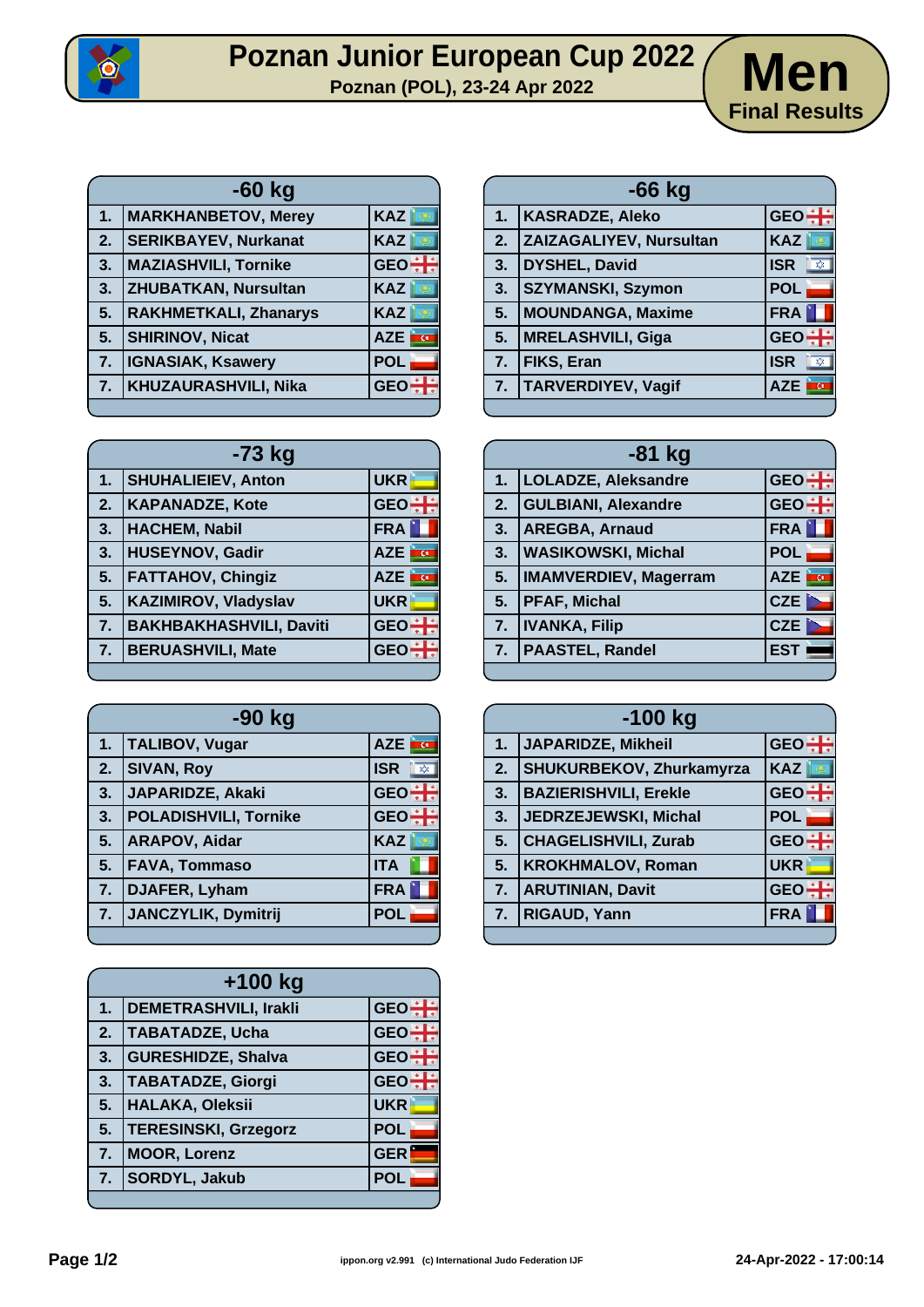# Poznan Junior European Cup 2022

**Poznan (POL), 23-24 Apr 2022**

## Men

**Final Results**

### -60 kg

| | | |
|---|---|---|
| 1. | MARKHANBETOV, Merey | KAZ |
| 2. | SERIKBAYEV, Nurkanat | KAZ |
| 3. | MAZIASHVILI, Tornike | GEO |
| 3. | ZHUBATKAN, Nursultan | KAZ |
| 5. | RAKHMETKALI, Zhanarys | KAZ |
| 5. | SHIRINOV, Nicat | AZE |
| 7. | IGNASIAK, Ksawery | POL |
| 7. | KHUZAURASHVILI, Nika | GEO |

### -66 kg

| | | |
|---|---|---|
| 1. | KASRADZE, Aleko | GEO |
| 2. | ZAIZAGALIYEV, Nursultan | KAZ |
| 3. | DYSHEL, David | ISR |
| 3. | SZYMANSKI, Szymon | POL |
| 5. | MOUNDANGA, Maxime | FRA |
| 5. | MRELASHVILI, Giga | GEO |
| 7. | FIKS, Eran | ISR |
| 7. | TARVERDIYEV, Vagif | AZE |

### -73 kg

| | | |
|---|---|---|
| 1. | SHUHALIEIEV, Anton | UKR |
| 2. | KAPANADZE, Kote | GEO |
| 3. | HACHEM, Nabil | FRA |
| 3. | HUSEYNOV, Gadir | AZE |
| 5. | FATTAHOV, Chingiz | AZE |
| 5. | KAZIMIROV, Vladyslav | UKR |
| 7. | BAKHBAKHASHVILI, Daviti | GEO |
| 7. | BERUASHVILI, Mate | GEO |

### -81 kg

| | | |
|---|---|---|
| 1. | LOLADZE, Aleksandre | GEO |
| 2. | GULBIANI, Alexandre | GEO |
| 3. | AREGBA, Arnaud | FRA |
| 3. | WASIKOWSKI, Michal | POL |
| 5. | IMAMVERDIEV, Magerram | AZE |
| 5. | PFAF, Michal | CZE |
| 7. | IVANKA, Filip | CZE |
| 7. | PAASTEL, Randel | EST |

### -90 kg

| | | |
|---|---|---|
| 1. | TALIBOV, Vugar | AZE |
| 2. | SIVAN, Roy | ISR |
| 3. | JAPARIDZE, Akaki | GEO |
| 3. | POLADISHVILI, Tornike | GEO |
| 5. | ARAPOV, Aidar | KAZ |
| 5. | FAVA, Tommaso | ITA |
| 7. | DJAFER, Lyham | FRA |
| 7. | JANCZYLIK, Dymitrij | POL |

### -100 kg

| | | |
|---|---|---|
| 1. | JAPARIDZE, Mikheil | GEO |
| 2. | SHUKURBEKOV, Zhurkamyrza | KAZ |
| 3. | BAZIERISHVILI, Erekle | GEO |
| 3. | JEDRZEJEWSKI, Michal | POL |
| 5. | CHAGELISHVILI, Zurab | GEO |
| 5. | KROKHMALOV, Roman | UKR |
| 7. | ARUTINIAN, Davit | GEO |
| 7. | RIGAUD, Yann | FRA |

### +100 kg

| | | |
|---|---|---|
| 1. | DEMETRASHVILI, Irakli | GEO |
| 2. | TABATADZE, Ucha | GEO |
| 3. | GURESHIDZE, Shalva | GEO |
| 3. | TABATADZE, Giorgi | GEO |
| 5. | HALAKA, Oleksii | UKR |
| 5. | TERESINSKI, Grzegorz | POL |
| 7. | MOOR, Lorenz | GER |
| 7. | SORDYL, Jakub | POL |

ippon.org v2.991 (c) International Judo Federation IJF

24-Apr-2022 - 17:00:14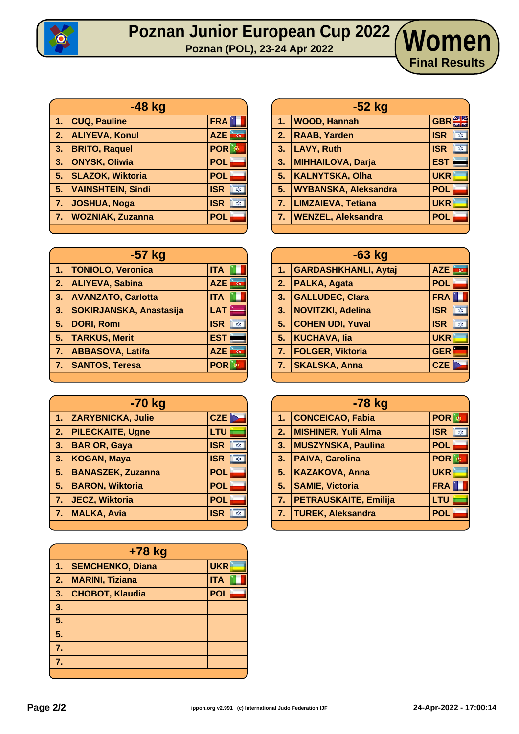# Poznan Junior European Cup 2022

**Poznan (POL), 23-24 Apr 2022**

## Women
**Final Results**

### -48 kg

| | | |
|---|---|---|
| 1. | CUQ, Pauline | FRA |
| 2. | ALIYEVA, Konul | AZE |
| 3. | BRITO, Raquel | POR |
| 3. | ONYSK, Oliwia | POL |
| 5. | SLAZOK, Wiktoria | POL |
| 5. | VAINSHTEIN, Sindi | ISR |
| 7. | JOSHUA, Noga | ISR |
| 7. | WOZNIAK, Zuzanna | POL |

### -52 kg

| | | |
|---|---|---|
| 1. | WOOD, Hannah | GBR |
| 2. | RAAB, Yarden | ISR |
| 3. | LAVY, Ruth | ISR |
| 3. | MIHHAILOVA, Darja | EST |
| 5. | KALNYTSKA, Olha | UKR |
| 5. | WYBANSKA, Aleksandra | POL |
| 7. | LIMZAIEVA, Tetiana | UKR |
| 7. | WENZEL, Aleksandra | POL |

### -57 kg

| | | |
|---|---|---|
| 1. | TONIOLO, Veronica | ITA |
| 2. | ALIYEVA, Sabina | AZE |
| 3. | AVANZATO, Carlotta | ITA |
| 3. | SOKIRJANSKA, Anastasija | LAT |
| 5. | DORI, Romi | ISR |
| 5. | TARKUS, Merit | EST |
| 7. | ABBASOVA, Latifa | AZE |
| 7. | SANTOS, Teresa | POR |

### -63 kg

| | | |
|---|---|---|
| 1. | GARDASHKHANLI, Aytaj | AZE |
| 2. | PALKA, Agata | POL |
| 3. | GALLUDEC, Clara | FRA |
| 3. | NOVITZKI, Adelina | ISR |
| 5. | COHEN UDI, Yuval | ISR |
| 5. | KUCHAVA, Iia | UKR |
| 7. | FOLGER, Viktoria | GER |
| 7. | SKALSKA, Anna | CZE |

### -70 kg

| | | |
|---|---|---|
| 1. | ZARYBNICKA, Julie | CZE |
| 2. | PILECKAITE, Ugne | LTU |
| 3. | BAR OR, Gaya | ISR |
| 3. | KOGAN, Maya | ISR |
| 5. | BANASZEK, Zuzanna | POL |
| 5. | BARON, Wiktoria | POL |
| 7. | JECZ, Wiktoria | POL |
| 7. | MALKA, Avia | ISR |

### -78 kg

| | | |
|---|---|---|
| 1. | CONCEICAO, Fabia | POR |
| 2. | MISHINER, Yuli Alma | ISR |
| 3. | MUSZYNSKA, Paulina | POL |
| 3. | PAIVA, Carolina | POR |
| 5. | KAZAKOVA, Anna | UKR |
| 5. | SAMIE, Victoria | FRA |
| 7. | PETRAUSKAITE, Emilija | LTU |
| 7. | TUREK, Aleksandra | POL |

### +78 kg

| | | |
|---|---|---|
| 1. | SEMCHENKO, Diana | UKR |
| 2. | MARINI, Tiziana | ITA |
| 3. | CHOBOT, Klaudia | POL |
| 3. | | |
| 5. | | |
| 5. | | |
| 7. | | |
| 7. | | |

ippon.org v2.991 (c) International Judo Federation IJF

24-Apr-2022 - 17:00:14